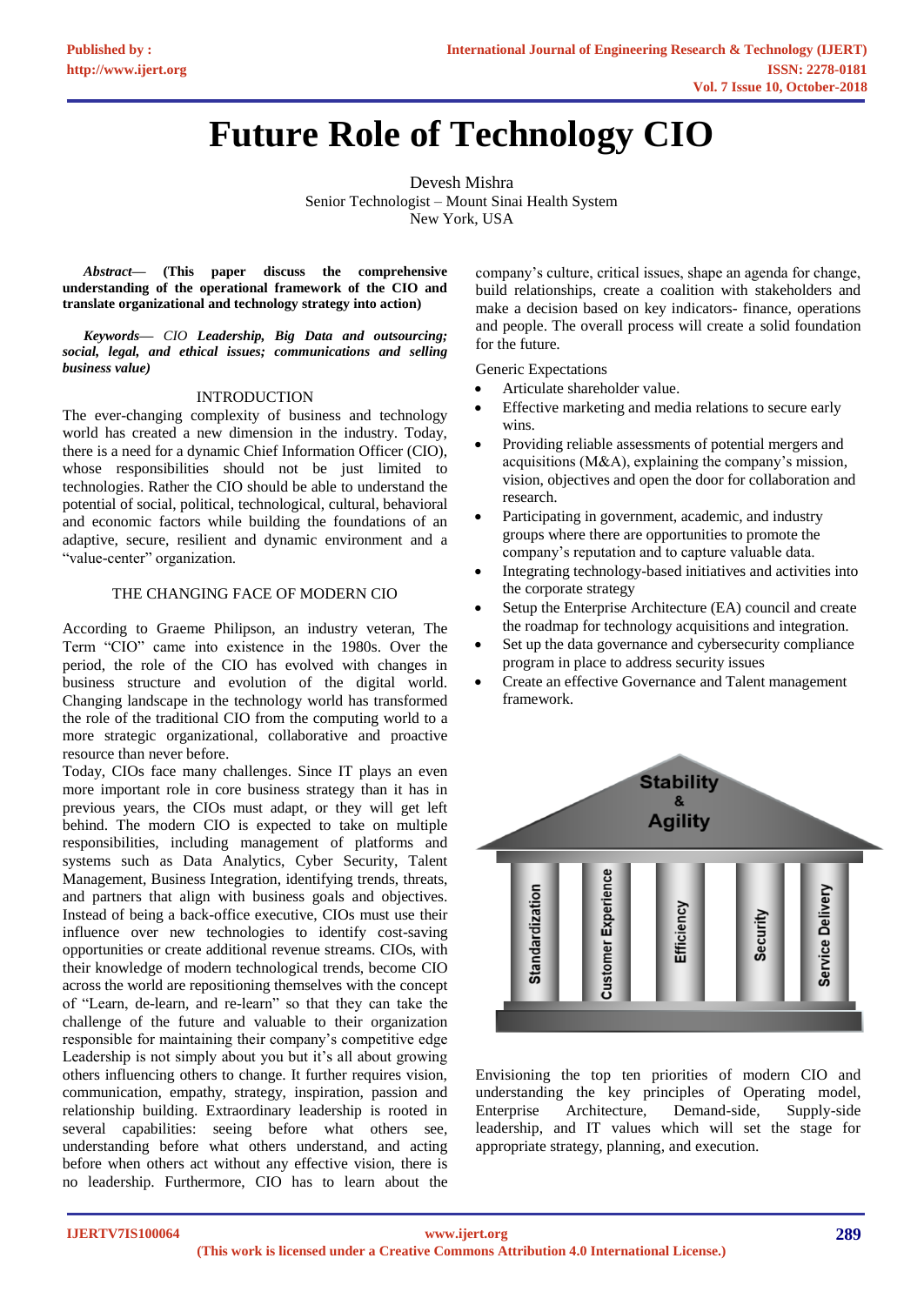# Future Role of Technology CIO

Devesh Mishra
Senior Technologist – Mount Sinai Health System
New York, USA

***Abstract*— (This paper discuss the comprehensive understanding of the operational framework of the CIO and translate organizational and technology strategy into action)**

***Keywords*— *CIO* Leadership, Big Data and outsourcing; social, legal, and ethical issues; communications and selling business value)**

## INTRODUCTION

The ever-changing complexity of business and technology world has created a new dimension in the industry. Today, there is a need for a dynamic Chief Information Officer (CIO), whose responsibilities should not be just limited to technologies. Rather the CIO should be able to understand the potential of social, political, technological, cultural, behavioral and economic factors while building the foundations of an adaptive, secure, resilient and dynamic environment and a "value-center" organization.

## THE CHANGING FACE OF MODERN CIO

According to Graeme Philipson, an industry veteran, The Term "CIO" came into existence in the 1980s. Over the period, the role of the CIO has evolved with changes in business structure and evolution of the digital world. Changing landscape in the technology world has transformed the role of the traditional CIO from the computing world to a more strategic organizational, collaborative and proactive resource than never before.

Today, CIOs face many challenges. Since IT plays an even more important role in core business strategy than it has in previous years, the CIOs must adapt, or they will get left behind. The modern CIO is expected to take on multiple responsibilities, including management of platforms and systems such as Data Analytics, Cyber Security, Talent Management, Business Integration, identifying trends, threats, and partners that align with business goals and objectives. Instead of being a back-office executive, CIOs must use their influence over new technologies to identify cost-saving opportunities or create additional revenue streams. CIOs, with their knowledge of modern technological trends, become CIO across the world are repositioning themselves with the concept of "Learn, de-learn, and re-learn" so that they can take the challenge of the future and valuable to their organization responsible for maintaining their company's competitive edge Leadership is not simply about you but it's all about growing others influencing others to change. It further requires vision, communication, empathy, strategy, inspiration, passion and relationship building. Extraordinary leadership is rooted in several capabilities: seeing before what others see, understanding before what others understand, and acting before when others act without any effective vision, there is no leadership. Furthermore, CIO has to learn about the company's culture, critical issues, shape an agenda for change, build relationships, create a coalition with stakeholders and make a decision based on key indicators- finance, operations and people. The overall process will create a solid foundation for the future.

Generic Expectations

- Articulate shareholder value.
- Effective marketing and media relations to secure early wins.
- Providing reliable assessments of potential mergers and acquisitions (M&A), explaining the company's mission, vision, objectives and open the door for collaboration and research.
- Participating in government, academic, and industry groups where there are opportunities to promote the company's reputation and to capture valuable data.
- Integrating technology-based initiatives and activities into the corporate strategy
- Setup the Enterprise Architecture (EA) council and create the roadmap for technology acquisitions and integration.
- Set up the data governance and cybersecurity compliance program in place to address security issues
- Create an effective Governance and Talent management framework.

Stability & Agility

Standardization | Customer Experience | Efficiency | Security | Service Delivery

Envisioning the top ten priorities of modern CIO and understanding the key principles of Operating model, Enterprise Architecture, Demand-side, Supply-side leadership, and IT values which will set the stage for appropriate strategy, planning, and execution.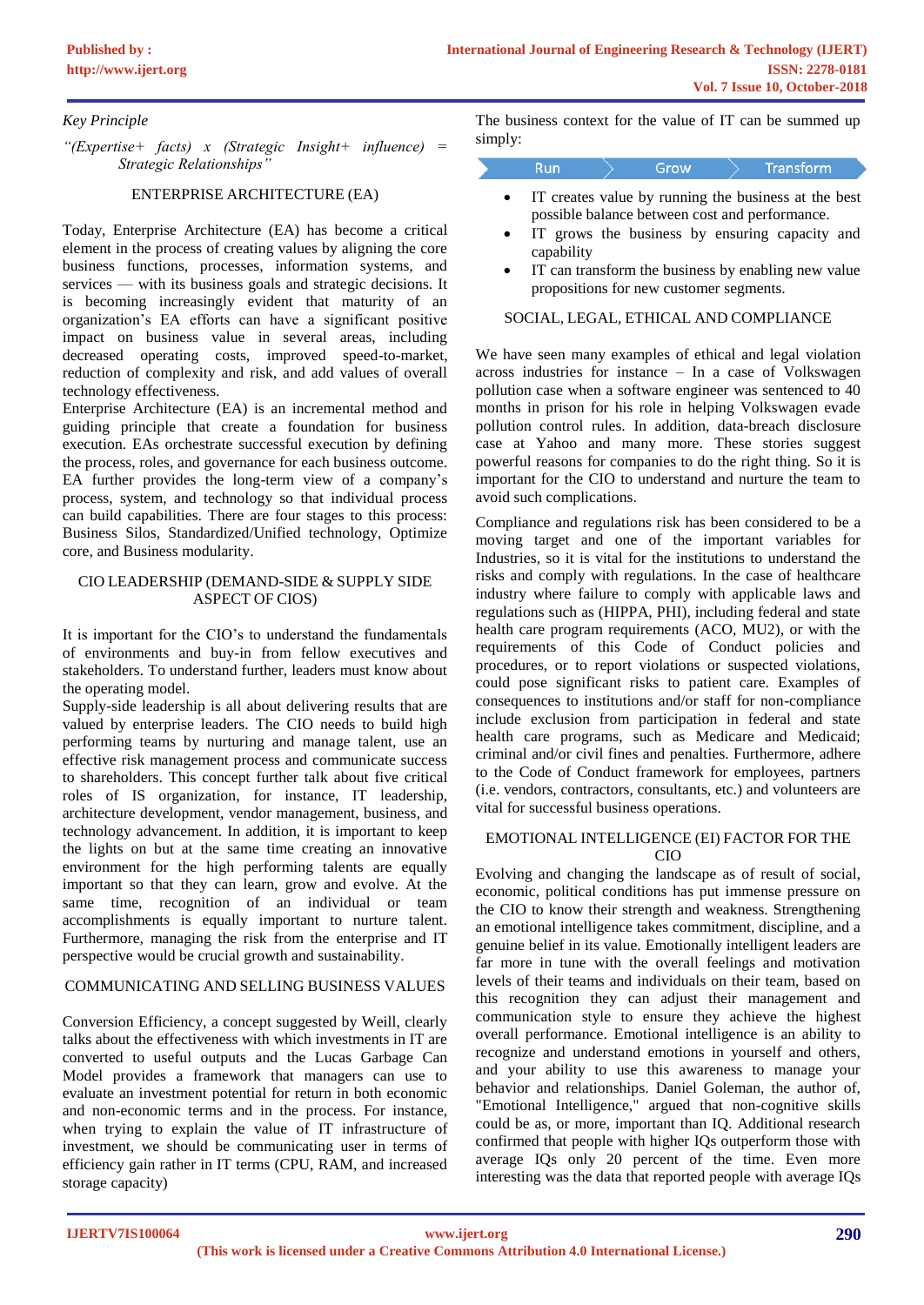*Key Principle*

*"(Expertise+ facts) x (Strategic Insight+ influence) = Strategic Relationships"*

## ENTERPRISE ARCHITECTURE (EA)

Today, Enterprise Architecture (EA) has become a critical element in the process of creating values by aligning the core business functions, processes, information systems, and services — with its business goals and strategic decisions. It is becoming increasingly evident that maturity of an organization's EA efforts can have a significant positive impact on business value in several areas, including decreased operating costs, improved speed-to-market, reduction of complexity and risk, and add values of overall technology effectiveness.

Enterprise Architecture (EA) is an incremental method and guiding principle that create a foundation for business execution. EAs orchestrate successful execution by defining the process, roles, and governance for each business outcome. EA further provides the long-term view of a company's process, system, and technology so that individual process can build capabilities. There are four stages to this process: Business Silos, Standardized/Unified technology, Optimize core, and Business modularity.

## CIO LEADERSHIP (DEMAND-SIDE & SUPPLY SIDE ASPECT OF CIOS)

It is important for the CIO's to understand the fundamentals of environments and buy-in from fellow executives and stakeholders. To understand further, leaders must know about the operating model.

Supply-side leadership is all about delivering results that are valued by enterprise leaders. The CIO needs to build high performing teams by nurturing and manage talent, use an effective risk management process and communicate success to shareholders. This concept further talk about five critical roles of IS organization, for instance, IT leadership, architecture development, vendor management, business, and technology advancement. In addition, it is important to keep the lights on but at the same time creating an innovative environment for the high performing talents are equally important so that they can learn, grow and evolve. At the same time, recognition of an individual or team accomplishments is equally important to nurture talent. Furthermore, managing the risk from the enterprise and IT perspective would be crucial growth and sustainability.

## COMMUNICATING AND SELLING BUSINESS VALUES

Conversion Efficiency, a concept suggested by Weill, clearly talks about the effectiveness with which investments in IT are converted to useful outputs and the Lucas Garbage Can Model provides a framework that managers can use to evaluate an investment potential for return in both economic and non-economic terms and in the process. For instance, when trying to explain the value of IT infrastructure of investment, we should be communicating user in terms of efficiency gain rather in IT terms (CPU, RAM, and increased storage capacity)

The business context for the value of IT can be summed up simply:

Run → Grow → Transform

- IT creates value by running the business at the best possible balance between cost and performance.
- IT grows the business by ensuring capacity and capability
- IT can transform the business by enabling new value propositions for new customer segments.

## SOCIAL, LEGAL, ETHICAL AND COMPLIANCE

We have seen many examples of ethical and legal violation across industries for instance – In a case of Volkswagen pollution case when a software engineer was sentenced to 40 months in prison for his role in helping Volkswagen evade pollution control rules. In addition, data-breach disclosure case at Yahoo and many more. These stories suggest powerful reasons for companies to do the right thing. So it is important for the CIO to understand and nurture the team to avoid such complications.

Compliance and regulations risk has been considered to be a moving target and one of the important variables for Industries, so it is vital for the institutions to understand the risks and comply with regulations. In the case of healthcare industry where failure to comply with applicable laws and regulations such as (HIPPA, PHI), including federal and state health care program requirements (ACO, MU2), or with the requirements of this Code of Conduct policies and procedures, or to report violations or suspected violations, could pose significant risks to patient care. Examples of consequences to institutions and/or staff for non-compliance include exclusion from participation in federal and state health care programs, such as Medicare and Medicaid; criminal and/or civil fines and penalties. Furthermore, adhere to the Code of Conduct framework for employees, partners (i.e. vendors, contractors, consultants, etc.) and volunteers are vital for successful business operations.

## EMOTIONAL INTELLIGENCE (EI) FACTOR FOR THE CIO

Evolving and changing the landscape as of result of social, economic, political conditions has put immense pressure on the CIO to know their strength and weakness. Strengthening an emotional intelligence takes commitment, discipline, and a genuine belief in its value. Emotionally intelligent leaders are far more in tune with the overall feelings and motivation levels of their teams and individuals on their team, based on this recognition they can adjust their management and communication style to ensure they achieve the highest overall performance. Emotional intelligence is an ability to recognize and understand emotions in yourself and others, and your ability to use this awareness to manage your behavior and relationships. Daniel Goleman, the author of, "Emotional Intelligence," argued that non-cognitive skills could be as, or more, important than IQ. Additional research confirmed that people with higher IQs outperform those with average IQs only 20 percent of the time. Even more interesting was the data that reported people with average IQs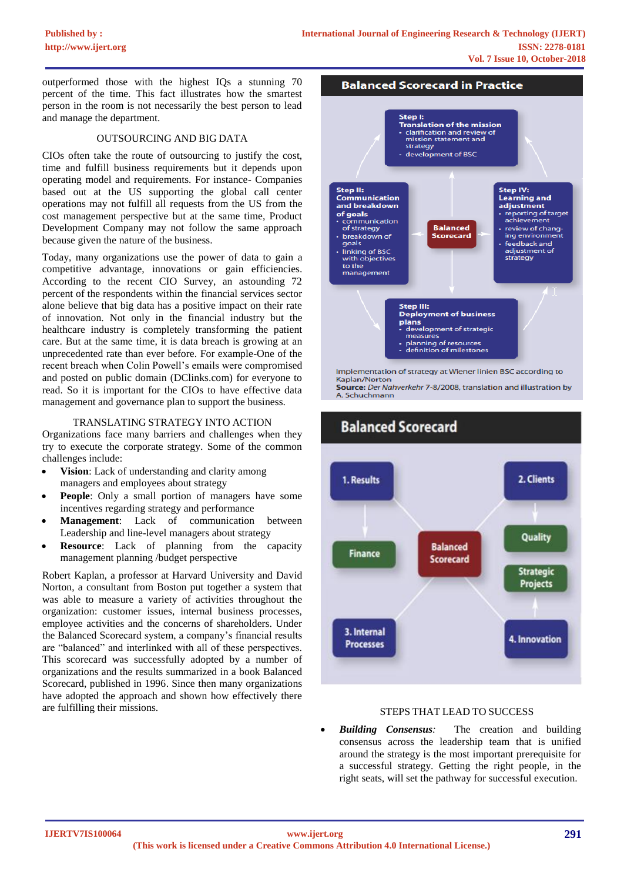outperformed those with the highest IQs a stunning 70 percent of the time. This fact illustrates how the smartest person in the room is not necessarily the best person to lead and manage the department.

## OUTSOURCING AND BIG DATA

CIOs often take the route of outsourcing to justify the cost, time and fulfill business requirements but it depends upon operating model and requirements. For instance- Companies based out at the US supporting the global call center operations may not fulfill all requests from the US from the cost management perspective but at the same time, Product Development Company may not follow the same approach because given the nature of the business.

Today, many organizations use the power of data to gain a competitive advantage, innovations or gain efficiencies. According to the recent CIO Survey, an astounding 72 percent of the respondents within the financial services sector alone believe that big data has a positive impact on their rate of innovation. Not only in the financial industry but the healthcare industry is completely transforming the patient care. But at the same time, it is data breach is growing at an unprecedented rate than ever before. For example-One of the recent breach when Colin Powell's emails were compromised and posted on public domain (DClinks.com) for everyone to read. So it is important for the CIOs to have effective data management and governance plan to support the business.

## TRANSLATING STRATEGY INTO ACTION

Organizations face many barriers and challenges when they try to execute the corporate strategy. Some of the common challenges include:

- **Vision**: Lack of understanding and clarity among managers and employees about strategy
- **People**: Only a small portion of managers have some incentives regarding strategy and performance
- **Management**: Lack of communication between Leadership and line-level managers about strategy
- **Resource**: Lack of planning from the capacity management planning /budget perspective

Robert Kaplan, a professor at Harvard University and David Norton, a consultant from Boston put together a system that was able to measure a variety of activities throughout the organization: customer issues, internal business processes, employee activities and the concerns of shareholders. Under the Balanced Scorecard system, a company's financial results are "balanced" and interlinked with all of these perspectives. This scorecard was successfully adopted by a number of organizations and the results summarized in a book Balanced Scorecard, published in 1996. Since then many organizations have adopted the approach and shown how effectively there are fulfilling their missions.

**Balanced Scorecard in Practice**

**Step I: Translation of the mission**
- clarification and review of mission statement and strategy
- development of BSC

**Step II: Communication and breakdown of goals**
- communication of strategy
- breakdown of goals
- linking of BSC with objectives to the management

**Balanced Scorecard**

**Step IV: Learning and adjustment**
- reporting of target achievement
- review of changing environment
- feedback and adjustment of strategy

**Step III: Deployment of business plans**
- development of strategic measures
- planning of resources
- definition of milestones

Implementation of strategy at Wiener linien BSC according to Kaplan/Norton
**Source:** *Der Nahverkehr* 7-8/2008, translation and illustration by A. Schuchmann

**Balanced Scorecard**

1. Results — Finance
2. Clients — Quality — Strategic Projects
3. Internal Processes
4. Innovation

Balanced Scorecard

## STEPS THAT LEAD TO SUCCESS

- ***Building Consensus:*** The creation and building consensus across the leadership team that is unified around the strategy is the most important prerequisite for a successful strategy. Getting the right people, in the right seats, will set the pathway for successful execution.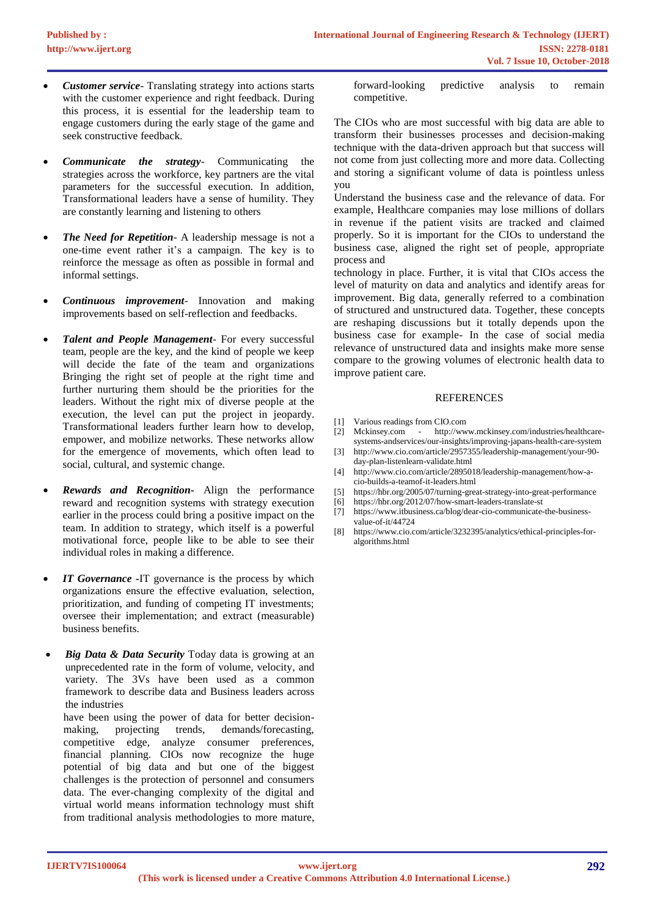- ***Customer service***- Translating strategy into actions starts with the customer experience and right feedback. During this process, it is essential for the leadership team to engage customers during the early stage of the game and seek constructive feedback.

- ***Communicate the strategy***- Communicating the strategies across the workforce, key partners are the vital parameters for the successful execution. In addition, Transformational leaders have a sense of humility. They are constantly learning and listening to others

- ***The Need for Repetition***- A leadership message is not a one-time event rather it's a campaign. The key is to reinforce the message as often as possible in formal and informal settings.

- ***Continuous improvement***- Innovation and making improvements based on self-reflection and feedbacks.

- ***Talent and People Management***- For every successful team, people are the key, and the kind of people we keep will decide the fate of the team and organizations Bringing the right set of people at the right time and further nurturing them should be the priorities for the leaders. Without the right mix of diverse people at the execution, the level can put the project in jeopardy. Transformational leaders further learn how to develop, empower, and mobilize networks. These networks allow for the emergence of movements, which often lead to social, cultural, and systemic change.

- ***Rewards and Recognition***- Align the performance reward and recognition systems with strategy execution earlier in the process could bring a positive impact on the team. In addition to strategy, which itself is a powerful motivational force, people like to be able to see their individual roles in making a difference.

- ***IT Governance*** -IT governance is the process by which organizations ensure the effective evaluation, selection, prioritization, and funding of competing IT investments; oversee their implementation; and extract (measurable) business benefits.

- ***Big Data & Data Security*** Today data is growing at an unprecedented rate in the form of volume, velocity, and variety. The 3Vs have been used as a common framework to describe data and Business leaders across the industries
  have been using the power of data for better decision-making, projecting trends, demands/forecasting, competitive edge, analyze consumer preferences, financial planning. CIOs now recognize the huge potential of big data and but one of the biggest challenges is the protection of personnel and consumers data. The ever-changing complexity of the digital and virtual world means information technology must shift from traditional analysis methodologies to more mature, forward-looking predictive analysis to remain competitive.

The CIOs who are most successful with big data are able to transform their businesses processes and decision-making technique with the data-driven approach but that success will not come from just collecting more and more data. Collecting and storing a significant volume of data is pointless unless you
Understand the business case and the relevance of data. For example, Healthcare companies may lose millions of dollars in revenue if the patient visits are tracked and claimed properly. So it is important for the CIOs to understand the business case, aligned the right set of people, appropriate process and
technology in place. Further, it is vital that CIOs access the level of maturity on data and analytics and identify areas for improvement. Big data, generally referred to a combination of structured and unstructured data. Together, these concepts are reshaping discussions but it totally depends upon the business case for example- In the case of social media relevance of unstructured data and insights make more sense compare to the growing volumes of electronic health data to improve patient care.

## REFERENCES

[1] Various readings from CIO.com
[2] Mckinsey.com - http://www.mckinsey.com/industries/healthcare-systems-andservices/our-insights/improving-japans-health-care-system
[3] http://www.cio.com/article/2957355/leadership-management/your-90-day-plan-listenlearn-validate.html
[4] http://www.cio.com/article/2895018/leadership-management/how-a-cio-builds-a-teamof-it-leaders.html
[5] https://hbr.org/2005/07/turning-great-strategy-into-great-performance
[6] https://hbr.org/2012/07/how-smart-leaders-translate-st
[7] https://www.itbusiness.ca/blog/dear-cio-communicate-the-business-value-of-it/44724
[8] https://www.cio.com/article/3232395/analytics/ethical-principles-for-algorithms.html